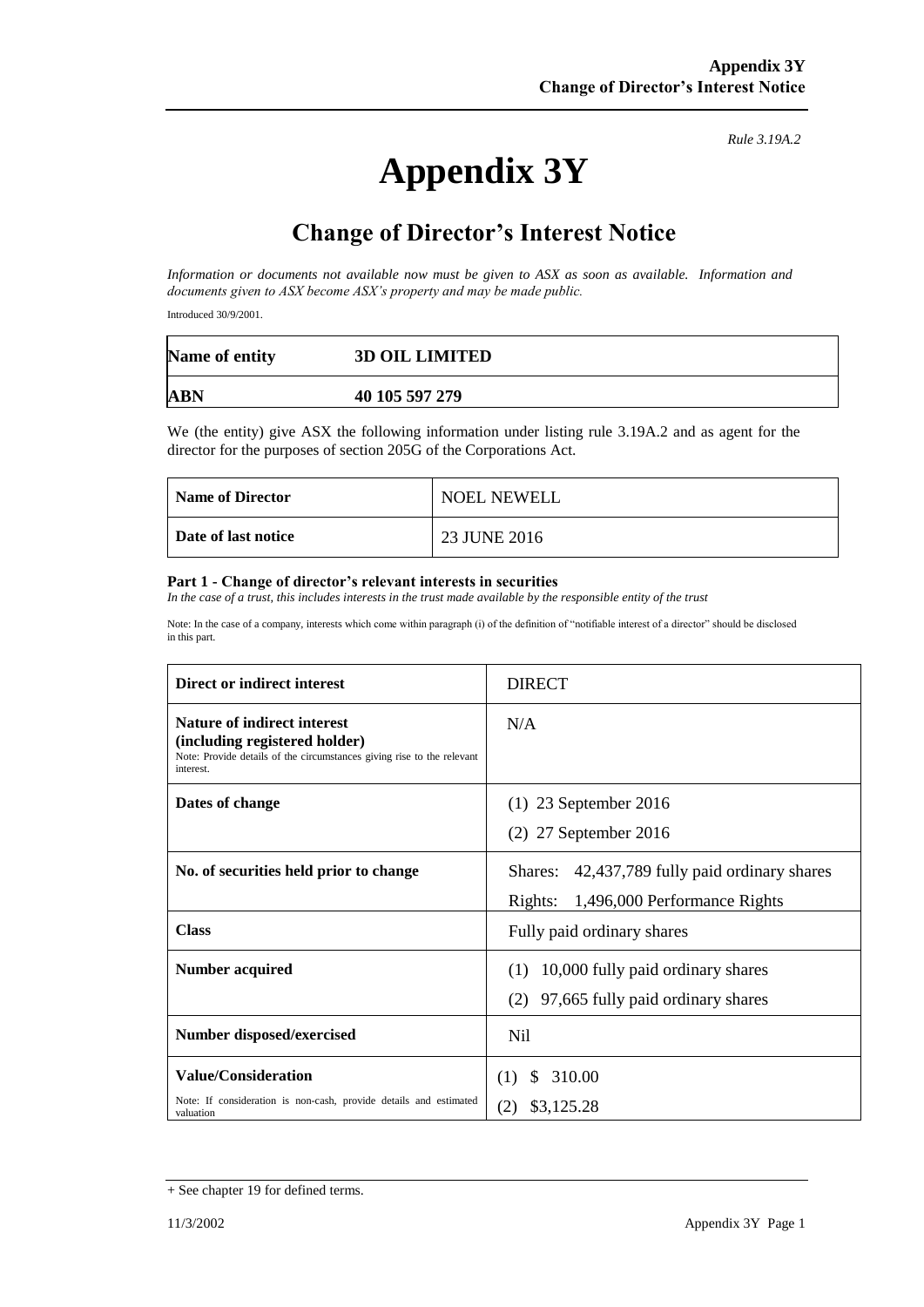*Rule 3.19A.2*

# Appendix 3Y

## Change of Director's Interest Notice

*Information or documents not available now must be given to ASX as soon as available. Information and documents given to ASX become ASX's property and may be made public.*

Introduced 30/9/2001.

| Name of entity | 3D OIL LIMITED |
|---|---|
| **ABN** | **40 105 597 279** |

We (the entity) give ASX the following information under listing rule 3.19A.2 and as agent for the director for the purposes of section 205G of the Corporations Act.

| Name of Director | NOEL NEWELL |
|---|---|
| **Date of last notice** | 23 JUNE 2016 |

**Part 1 - Change of director's relevant interests in securities**

*In the case of a trust, this includes interests in the trust made available by the responsible entity of the trust*

Note: In the case of a company, interests which come within paragraph (i) of the definition of "notifiable interest of a director" should be disclosed in this part.

| Direct or indirect interest | DIRECT |
|---|---|
| **Nature of indirect interest (including registered holder)**<br>Note: Provide details of the circumstances giving rise to the relevant interest. | N/A |
| **Dates of change** | (1) 23 September 2016<br>(2) 27 September 2016 |
| **No. of securities held prior to change** | Shares: 42,437,789 fully paid ordinary shares<br>Rights: 1,496,000 Performance Rights |
| **Class** | Fully paid ordinary shares |
| **Number acquired** | (1) 10,000 fully paid ordinary shares<br>(2) 97,665 fully paid ordinary shares |
| **Number disposed/exercised** | Nil |
| **Value/Consideration**<br>Note: If consideration is non-cash, provide details and estimated valuation | (1) $ 310.00<br>(2) $3,125.28 |

+ See chapter 19 for defined terms.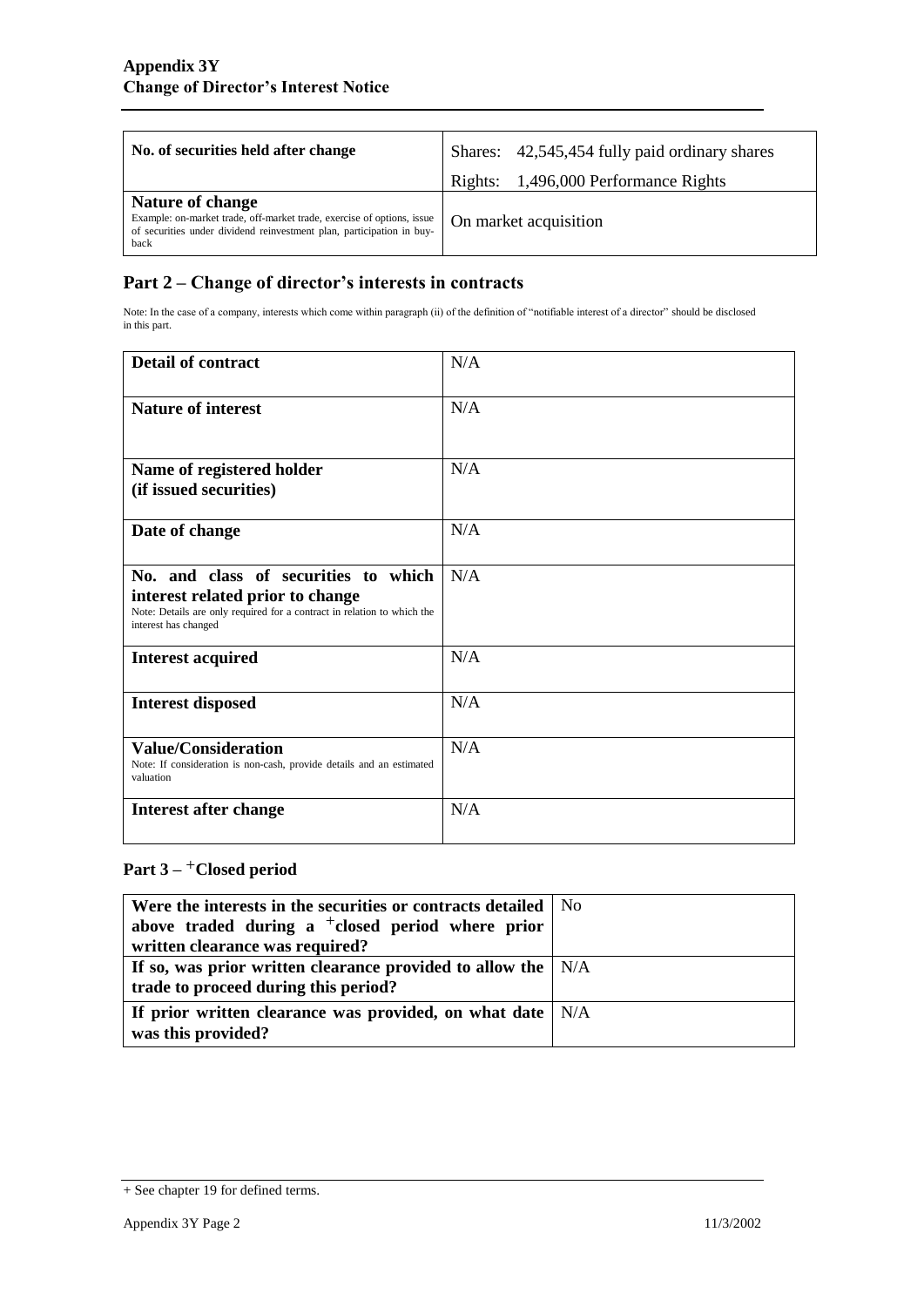| | |
|---|---|
| **No. of securities held after change** | Shares: 42,545,454 fully paid ordinary shares<br>Rights: 1,496,000 Performance Rights |
| **Nature of change**<br>Example: on-market trade, off-market trade, exercise of options, issue of securities under dividend reinvestment plan, participation in buy-back | On market acquisition |

## Part 2 – Change of director's interests in contracts

Note: In the case of a company, interests which come within paragraph (ii) of the definition of "notifiable interest of a director" should be disclosed in this part.

| | |
|---|---|
| **Detail of contract** | N/A |
| **Nature of interest** | N/A |
| **Name of registered holder (if issued securities)** | N/A |
| **Date of change** | N/A |
| **No. and class of securities to which interest related prior to change**<br>Note: Details are only required for a contract in relation to which the interest has changed | N/A |
| **Interest acquired** | N/A |
| **Interest disposed** | N/A |
| **Value/Consideration**<br>Note: If consideration is non-cash, provide details and an estimated valuation | N/A |
| **Interest after change** | N/A |

## Part 3 – +Closed period

| | |
|---|---|
| **Were the interests in the securities or contracts detailed above traded during a +closed period where prior written clearance was required?** | No |
| **If so, was prior written clearance provided to allow the trade to proceed during this period?** | N/A |
| **If prior written clearance was provided, on what date was this provided?** | N/A |

+ See chapter 19 for defined terms.